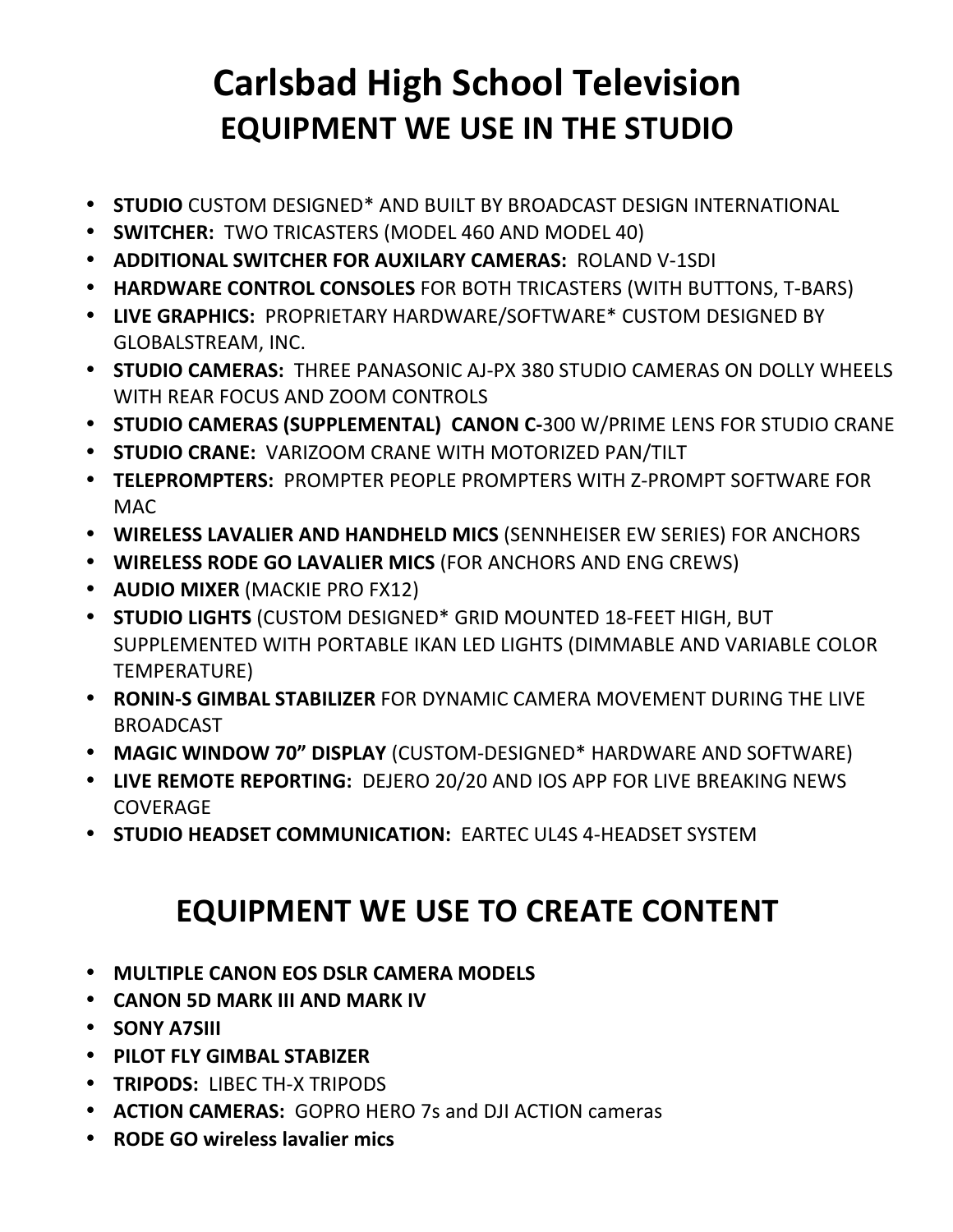# Carlsbad High School Television

## EQUIPMENT WE USE IN THE STUDIO

- **STUDIO** CUSTOM DESIGNED* AND BUILT BY BROADCAST DESIGN INTERNATIONAL
- **SWITCHER:** TWO TRICASTERS (MODEL 460 AND MODEL 40)
- **ADDITIONAL SWITCHER FOR AUXILARY CAMERAS:** ROLAND V-1SDI
- **HARDWARE CONTROL CONSOLES** FOR BOTH TRICASTERS (WITH BUTTONS, T-BARS)
- **LIVE GRAPHICS:** PROPRIETARY HARDWARE/SOFTWARE* CUSTOM DESIGNED BY GLOBALSTREAM, INC.
- **STUDIO CAMERAS:** THREE PANASONIC AJ-PX 380 STUDIO CAMERAS ON DOLLY WHEELS WITH REAR FOCUS AND ZOOM CONTROLS
- **STUDIO CAMERAS (SUPPLEMENTAL) CANON C-**300 W/PRIME LENS FOR STUDIO CRANE
- **STUDIO CRANE:** VARIZOOM CRANE WITH MOTORIZED PAN/TILT
- **TELEPROMPTERS:** PROMPTER PEOPLE PROMPTERS WITH Z-PROMPT SOFTWARE FOR MAC
- **WIRELESS LAVALIER AND HANDHELD MICS** (SENNHEISER EW SERIES) FOR ANCHORS
- **WIRELESS RODE GO LAVALIER MICS** (FOR ANCHORS AND ENG CREWS)
- **AUDIO MIXER** (MACKIE PRO FX12)
- **STUDIO LIGHTS** (CUSTOM DESIGNED* GRID MOUNTED 18-FEET HIGH, BUT SUPPLEMENTED WITH PORTABLE IKAN LED LIGHTS (DIMMABLE AND VARIABLE COLOR TEMPERATURE)
- **RONIN-S GIMBAL STABILIZER** FOR DYNAMIC CAMERA MOVEMENT DURING THE LIVE BROADCAST
- **MAGIC WINDOW 70" DISPLAY** (CUSTOM-DESIGNED* HARDWARE AND SOFTWARE)
- **LIVE REMOTE REPORTING:** DEJERO 20/20 AND IOS APP FOR LIVE BREAKING NEWS COVERAGE
- **STUDIO HEADSET COMMUNICATION:** EARTEC UL4S 4-HEADSET SYSTEM

## EQUIPMENT WE USE TO CREATE CONTENT

- **MULTIPLE CANON EOS DSLR CAMERA MODELS**
- **CANON 5D MARK III AND MARK IV**
- **SONY A7SIII**
- **PILOT FLY GIMBAL STABIZER**
- **TRIPODS:** LIBEC TH-X TRIPODS
- **ACTION CAMERAS:** GOPRO HERO 7s and DJI ACTION cameras
- **RODE GO wireless lavalier mics**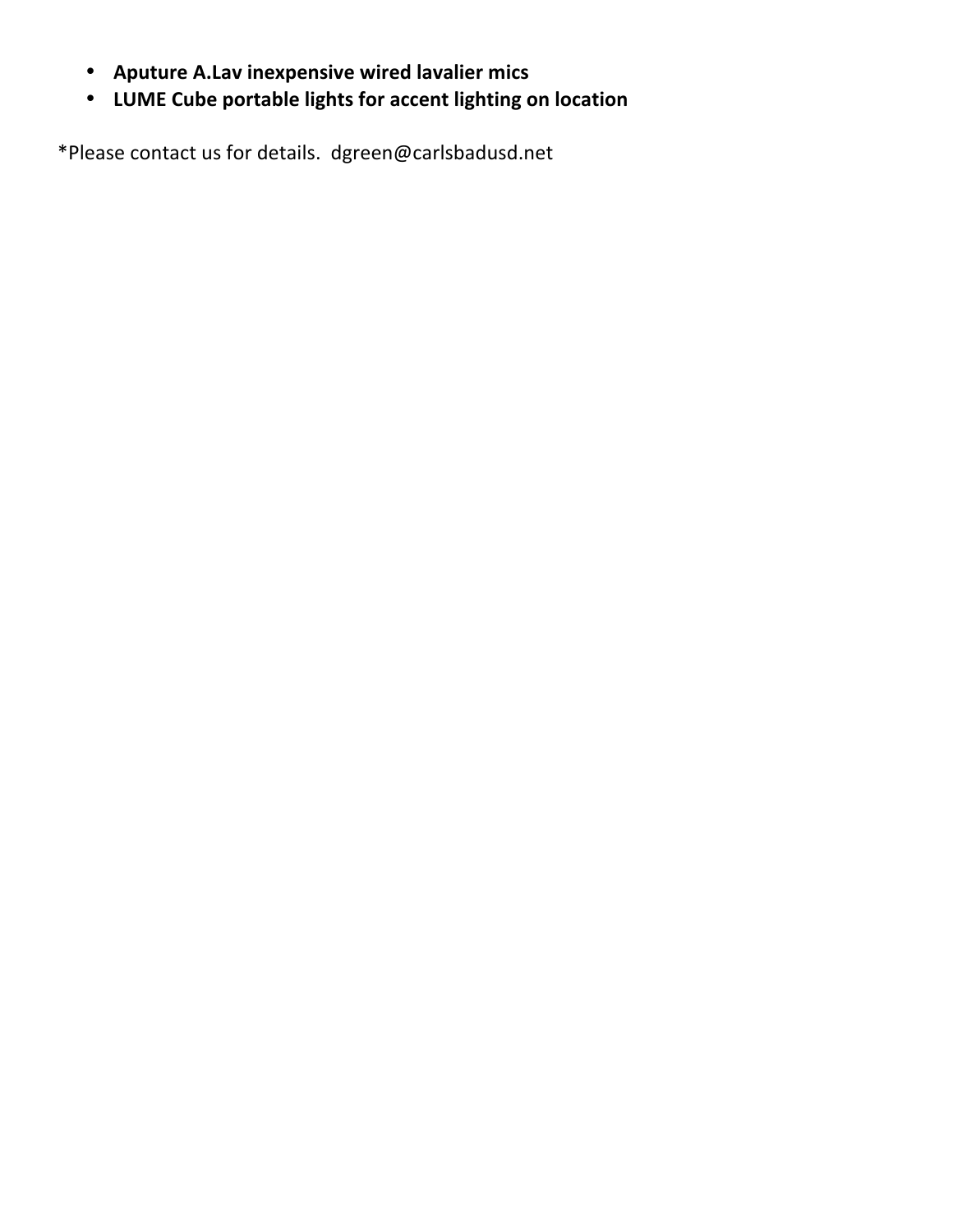- **Aputure A.Lav inexpensive wired lavalier mics**
- **LUME Cube portable lights for accent lighting on location**

*Please contact us for details.  dgreen@carlsbadusd.net